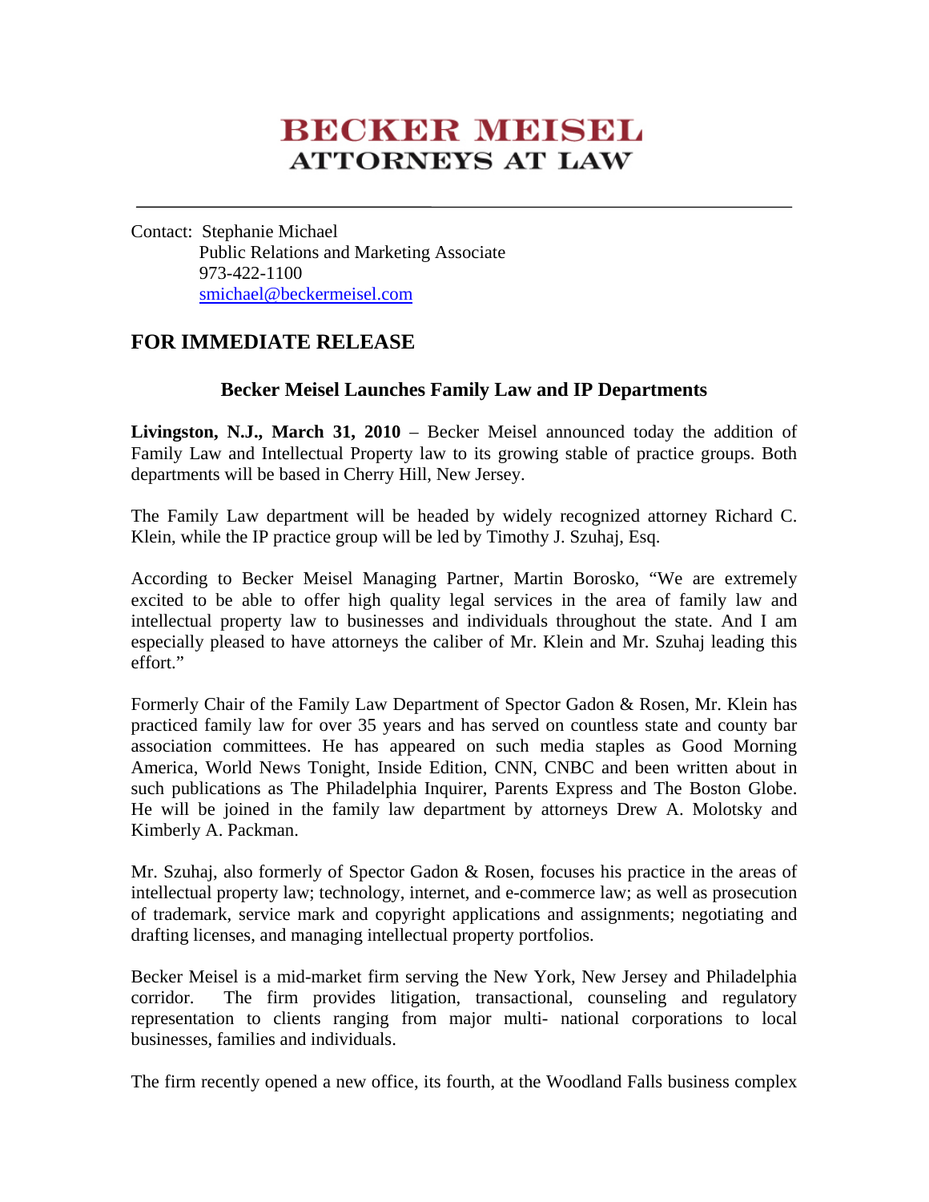# BECKER MEISEL
## ATTORNEYS AT LAW

Contact: Stephanie Michael
Public Relations and Marketing Associate
973-422-1100
smichael@beckermeisel.com

## FOR IMMEDIATE RELEASE

### Becker Meisel Launches Family Law and IP Departments

**Livingston, N.J., March 31, 2010** – Becker Meisel announced today the addition of Family Law and Intellectual Property law to its growing stable of practice groups. Both departments will be based in Cherry Hill, New Jersey.

The Family Law department will be headed by widely recognized attorney Richard C. Klein, while the IP practice group will be led by Timothy J. Szuhaj, Esq.

According to Becker Meisel Managing Partner, Martin Borosko, "We are extremely excited to be able to offer high quality legal services in the area of family law and intellectual property law to businesses and individuals throughout the state. And I am especially pleased to have attorneys the caliber of Mr. Klein and Mr. Szuhaj leading this effort."

Formerly Chair of the Family Law Department of Spector Gadon & Rosen, Mr. Klein has practiced family law for over 35 years and has served on countless state and county bar association committees. He has appeared on such media staples as Good Morning America, World News Tonight, Inside Edition, CNN, CNBC and been written about in such publications as The Philadelphia Inquirer, Parents Express and The Boston Globe. He will be joined in the family law department by attorneys Drew A. Molotsky and Kimberly A. Packman.

Mr. Szuhaj, also formerly of Spector Gadon & Rosen, focuses his practice in the areas of intellectual property law; technology, internet, and e-commerce law; as well as prosecution of trademark, service mark and copyright applications and assignments; negotiating and drafting licenses, and managing intellectual property portfolios.

Becker Meisel is a mid-market firm serving the New York, New Jersey and Philadelphia corridor. The firm provides litigation, transactional, counseling and regulatory representation to clients ranging from major multi- national corporations to local businesses, families and individuals.

The firm recently opened a new office, its fourth, at the Woodland Falls business complex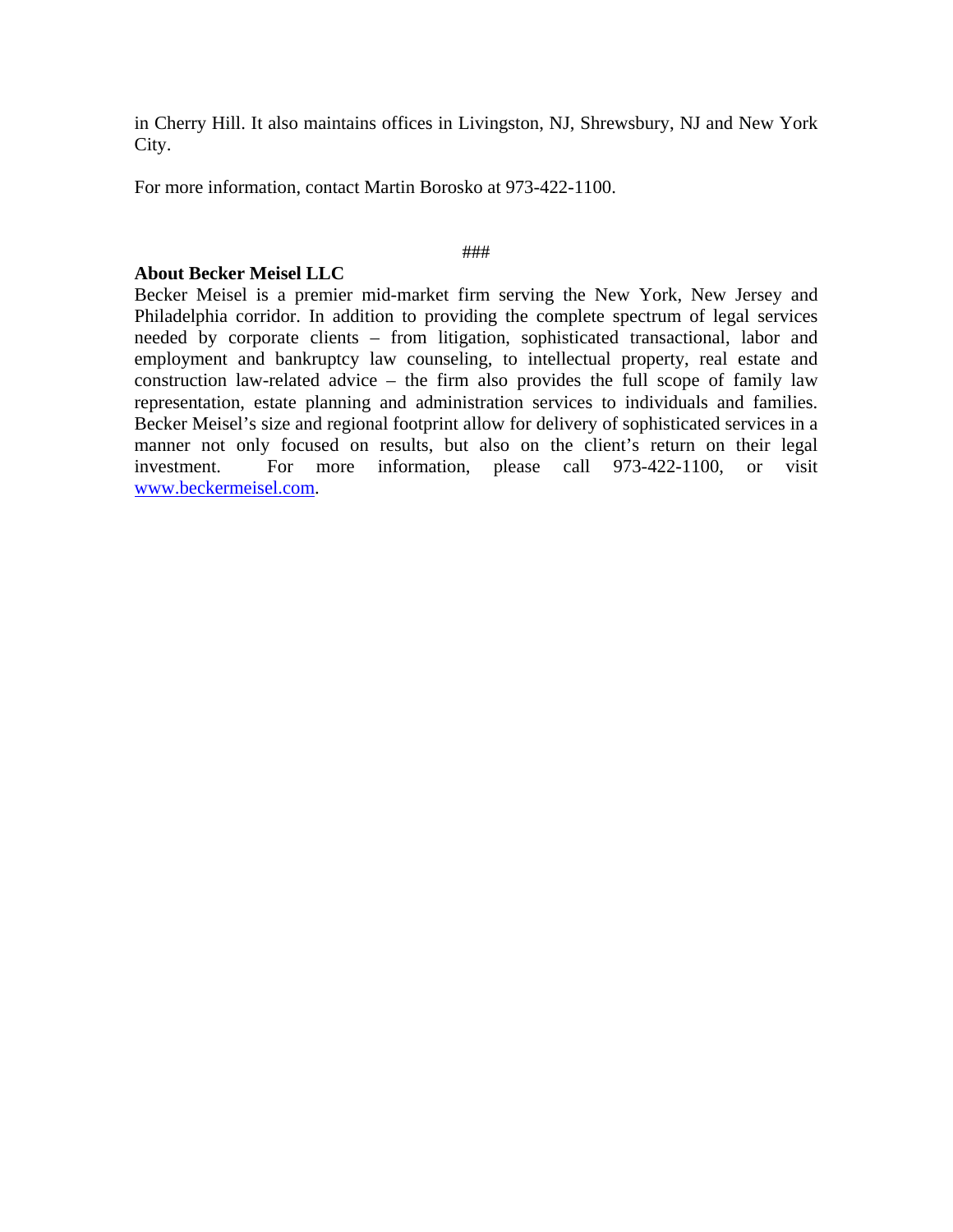in Cherry Hill. It also maintains offices in Livingston, NJ, Shrewsbury, NJ and New York City.

For more information, contact Martin Borosko at 973-422-1100.

###

**About Becker Meisel LLC**

Becker Meisel is a premier mid-market firm serving the New York, New Jersey and Philadelphia corridor. In addition to providing the complete spectrum of legal services needed by corporate clients – from litigation, sophisticated transactional, labor and employment and bankruptcy law counseling, to intellectual property, real estate and construction law-related advice – the firm also provides the full scope of family law representation, estate planning and administration services to individuals and families. Becker Meisel's size and regional footprint allow for delivery of sophisticated services in a manner not only focused on results, but also on the client's return on their legal investment. For more information, please call 973-422-1100, or visit www.beckermeisel.com.